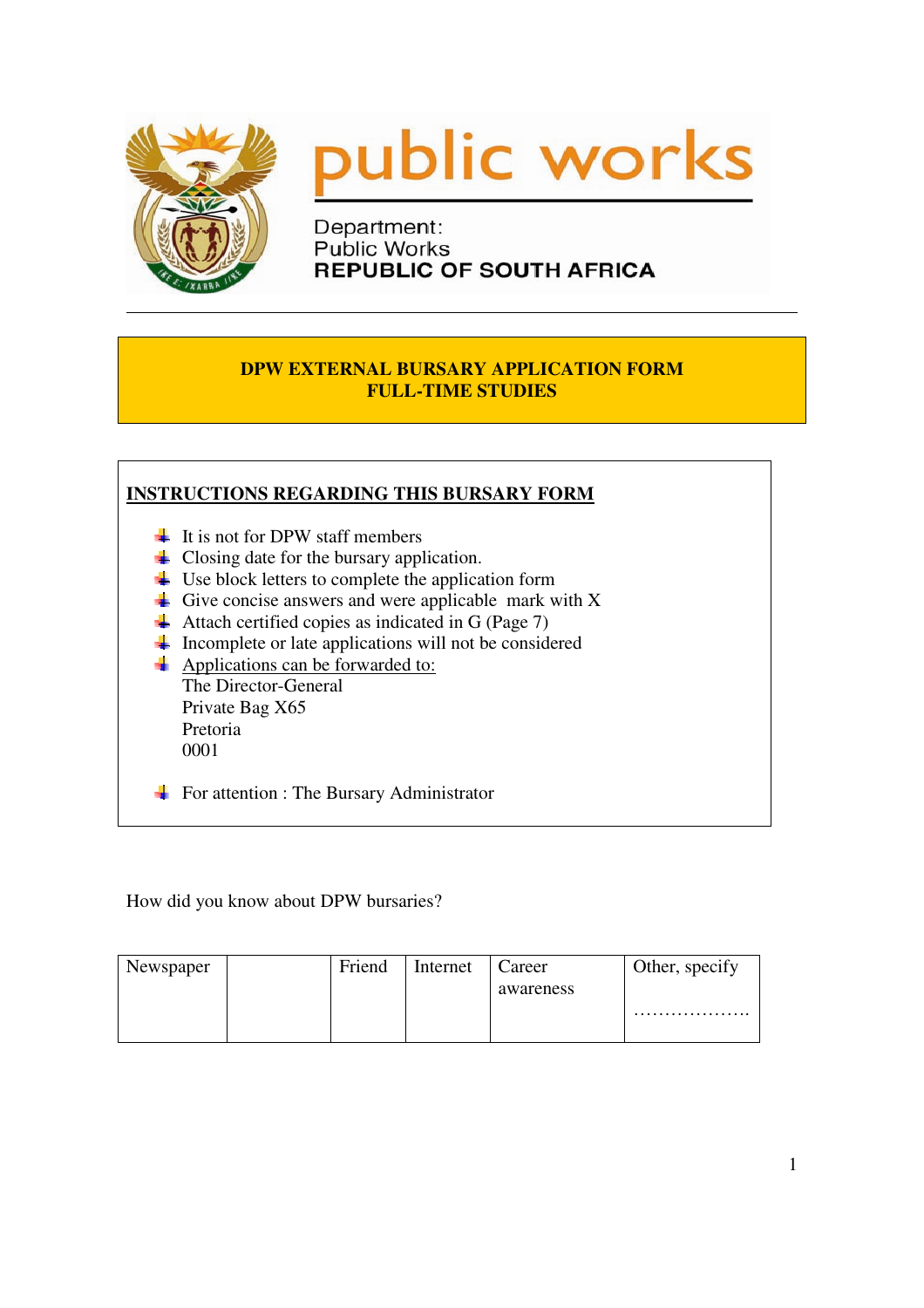public works

Department:
Public Works
REPUBLIC OF SOUTH AFRICA

# DPW EXTERNAL BURSARY APPLICATION FORM
# FULL-TIME STUDIES

## INSTRUCTIONS REGARDING THIS BURSARY FORM

- It is not for DPW staff members
- Closing date for the bursary application.
- Use block letters to complete the application form
- Give concise answers and were applicable  mark with X
- Attach certified copies as indicated in G (Page 7)
- Incomplete or late applications will not be considered
- Applications can be forwarded to:
  The Director-General
  Private Bag X65
  Pretoria
  0001
- For attention : The Bursary Administrator

How did you know about DPW bursaries?

| Newspaper | | Friend | Internet | Career awareness | Other, specify ……………….. |
|---|---|---|---|---|---|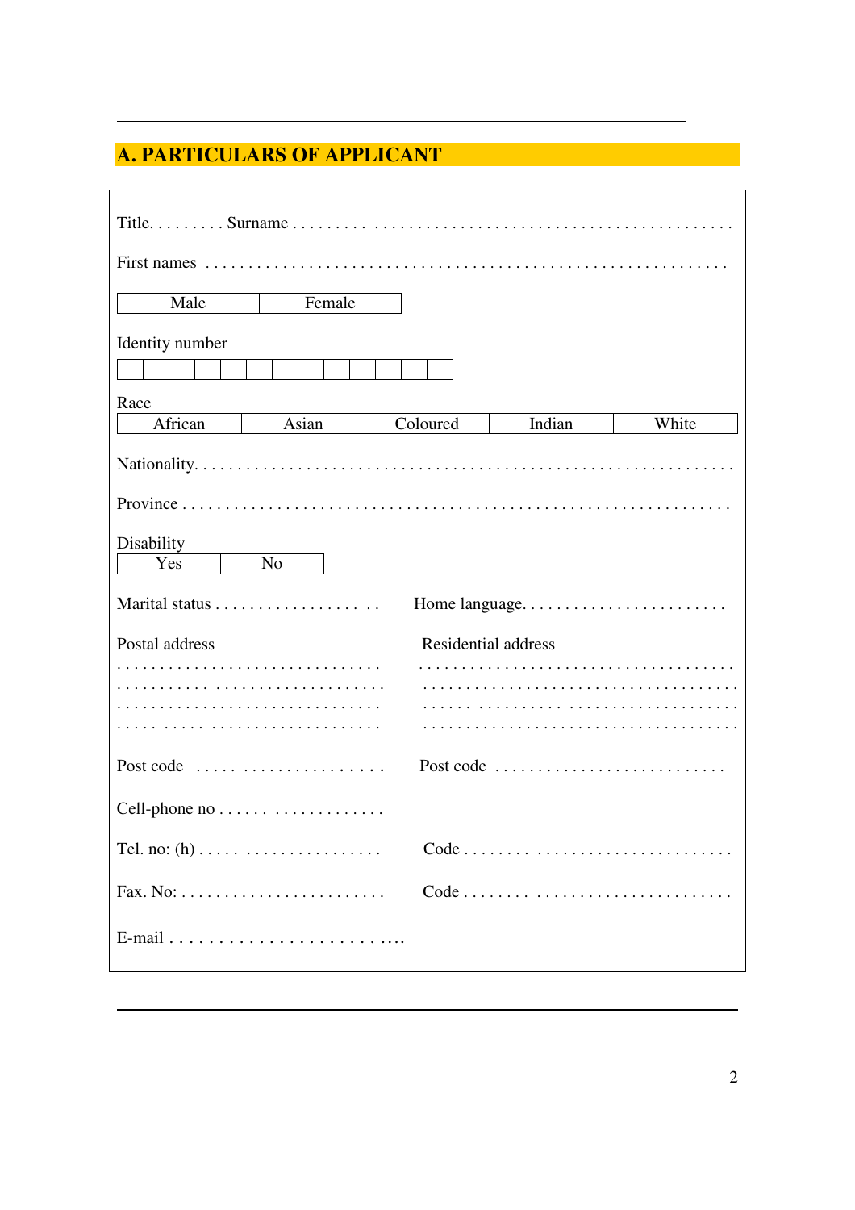## A. PARTICULARS OF APPLICANT

Title. . . . . . . . . Surname . . . . . . . . . . . . . . . . . . . . . . . . . . . . . . . . . . . . . . . . . . . . . . . . . .

First names . . . . . . . . . . . . . . . . . . . . . . . . . . . . . . . . . . . . . . . . . . . . . . . . . . . . . . . . . . . .

| Male | Female |
|---|---|

Identity number

| | | | | | | | | | | | | |
|---|---|---|---|---|---|---|---|---|---|---|---|---|
| | | | | | | | | | | | | |

Race

| African | Asian | Coloured | Indian | White |
|---|---|---|---|---|

Nationality. . . . . . . . . . . . . . . . . . . . . . . . . . . . . . . . . . . . . . . . . . . . . . . . . . . . . . . . . . . .

Province . . . . . . . . . . . . . . . . . . . . . . . . . . . . . . . . . . . . . . . . . . . . . . . . . . . . . . . . . . . . . .

Disability

| Yes | No |
|---|---|

Marital status . . . . . . . . . . . . . . . . . . . Home language. . . . . . . . . . . . . . . . . . . . . . . .

Postal address

. . . . . . . . . . . . . . . . . . . . . . . . . . . . . .
. . . . . . . . . . . . . . . . . . . . . . . . . . . . . .
. . . . . . . . . . . . . . . . . . . . . . . . . . . . . .
. . . . . . . . . . . . . . . . . . . . . . . . . . . . . .

Post code . . . . . . . . . . . . . . . . . . . . . .

Residential address

. . . . . . . . . . . . . . . . . . . . . . . . . . . . . . . . . . . .
. . . . . . . . . . . . . . . . . . . . . . . . . . . . . . . . . . . .
. . . . . . . . . . . . . . . . . . . . . . . . . . . . . . . . . . . .
. . . . . . . . . . . . . . . . . . . . . . . . . . . . . . . . . . . .

Post code . . . . . . . . . . . . . . . . . . . . . . . . . . .

Cell-phone no . . . . . . . . . . . . . . . . . . . .

Tel. no: (h) . . . . . . . . . . . . . . . . . . . . . . Code . . . . . . . . . . . . . . . . . . . . . . . . . . . . . . .

Fax. No: . . . . . . . . . . . . . . . . . . . . . . . . Code . . . . . . . . . . . . . . . . . . . . . . . . . . . . . . .

E-mail . . . . . . . . . . . . . . . . . . . . . . . . . ….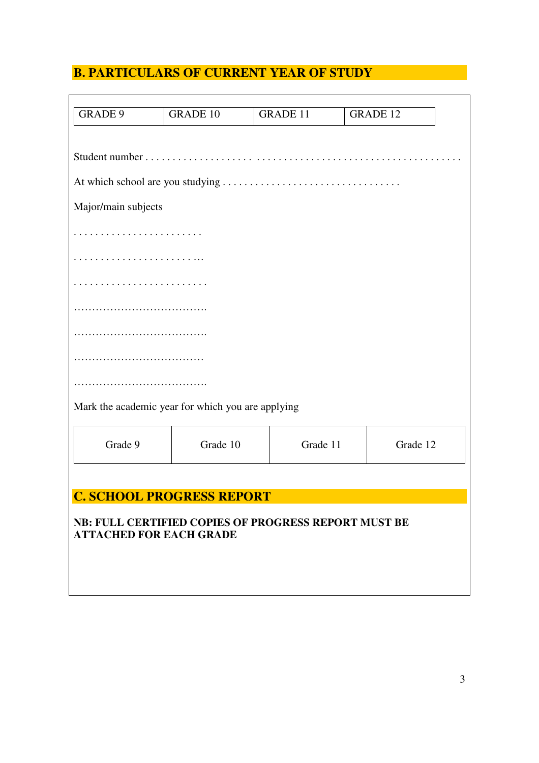## B. PARTICULARS OF CURRENT YEAR OF STUDY

| GRADE 9 | GRADE 10 | GRADE 11 | GRADE 12 |
|---|---|---|---|

Student number . . . . . . . . . . . . . . . . . . .  . . . . . . . . . . . . . . . . . . . . . . . . . . . . . . . . . . .

At which school are you studying . . . . . . . . . . . . . . . . . . . . . . . . . . . . . . . .

Major/main subjects

. . . . . . . . . . . . . . . . . . . . . . . .

. . . . . . . . . . . . . . . . . . . . . . . ...

. . . . . . . . . . . . . . . . . . . . . . . . .

……………………………….

……………………………….

………………………………

……………………………….

Mark the academic year for which you are applying

| Grade 9 | Grade 10 | Grade 11 | Grade 12 |
|---|---|---|---|

## C. SCHOOL PROGRESS REPORT

**NB: FULL CERTIFIED COPIES OF PROGRESS REPORT MUST BE ATTACHED FOR EACH GRADE**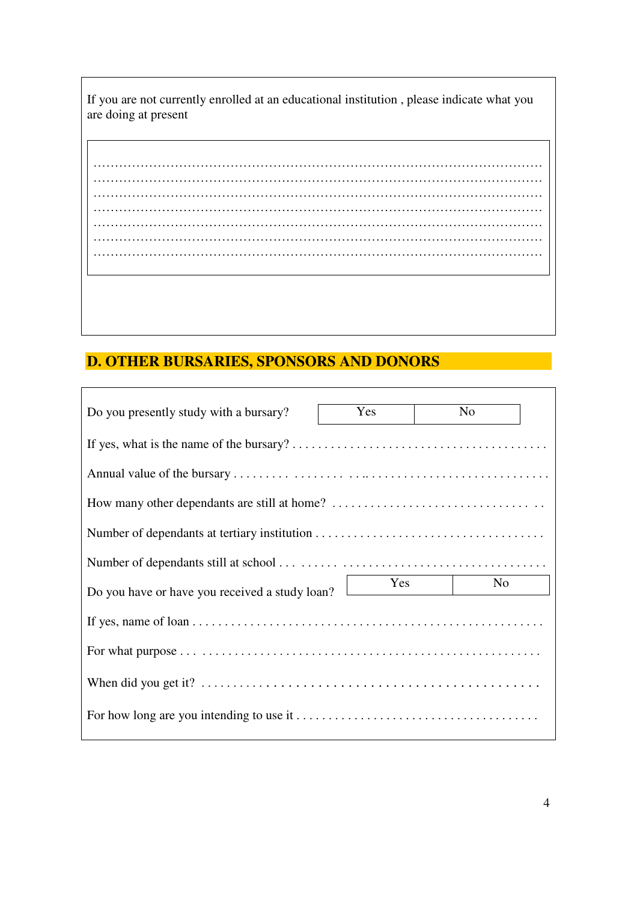If you are not currently enrolled at an educational institution , please indicate what you are doing at present

…………………………………………………………………………………………………
…………………………………………………………………………………………………
…………………………………………………………………………………………………
…………………………………………………………………………………………………
…………………………………………………………………………………………………
…………………………………………………………………………………………………
…………………………………………………………………………………………………

## D. OTHER BURSARIES, SPONSORS AND DONORS

Do you presently study with a bursary?

| Yes | No |
|---|---|

If yes, what is the name of the bursary? . . . . . . . . . . . . . . . . . . . . . . . . . . . . . . . . . . . . . .

Annual value of the bursary . . . . . . . . . . . . . . . . . . . . . . . . . . . . . . . . . . . . . . . . . . . . .

How many other dependants are still at home? . . . . . . . . . . . . . . . . . . . . . . . . . . . . . . . . .

Number of dependants at tertiary institution . . . . . . . . . . . . . . . . . . . . . . . . . . . . . . . . . . .

Number of dependants still at school . . . . . . . . . . . . . . . . . . . . . . . . . . . . . . . . . . . . . . .

Do you have or have you received a study loan?

| Yes | No |
|---|---|

If yes, name of loan . . . . . . . . . . . . . . . . . . . . . . . . . . . . . . . . . . . . . . . . . . . . . . . . . . . . .

For what purpose . . . . . . . . . . . . . . . . . . . . . . . . . . . . . . . . . . . . . . . . . . . . . . . . . . . . . .

When did you get it? . . . . . . . . . . . . . . . . . . . . . . . . . . . . . . . . . . . . . . . . . . . . . . . . . . .

For how long are you intending to use it . . . . . . . . . . . . . . . . . . . . . . . . . . . . . . . . . . . . . .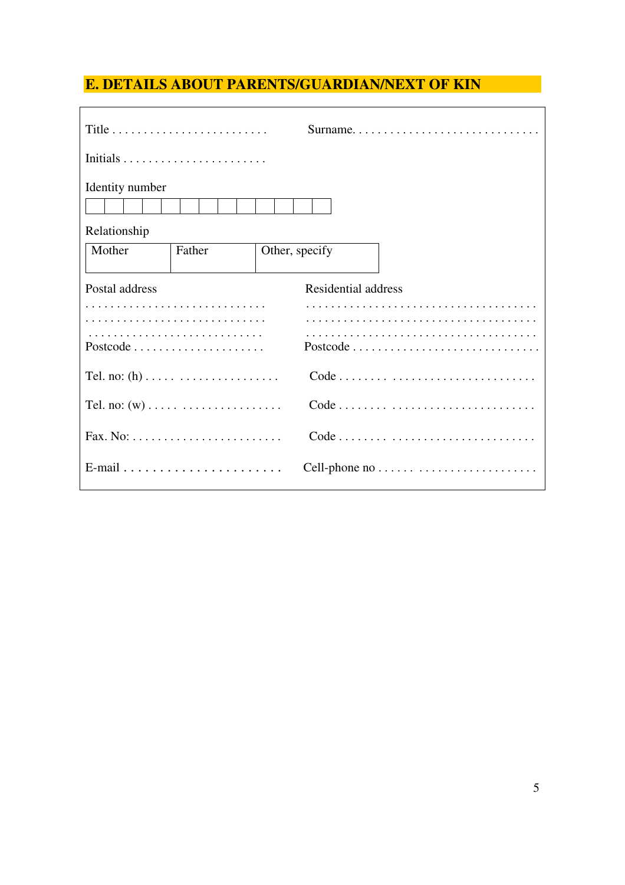## E. DETAILS ABOUT PARENTS/GUARDIAN/NEXT OF KIN

Title . . . . . . . . . . . . . . . . . . . . . . . . . Surname. . . . . . . . . . . . . . . . . . . . . . . . . . . . .

Initials . . . . . . . . . . . . . . . . . . . . . . .

Identity number

| | | | | | | | | | | | | |
|---|---|---|---|---|---|---|---|---|---|---|---|---|
| | | | | | | | | | | | | |

Relationship

| Mother | Father | Other, specify |
|---|---|---|
| | | |

Postal address

. . . . . . . . . . . . . . . . . . . . . . . . . . . .
. . . . . . . . . . . . . . . . . . . . . . . . . . . .
. . . . . . . . . . . . . . . . . . . . . . . . . . . .

Postcode . . . . . . . . . . . . . . . . . . . . .

Residential address

. . . . . . . . . . . . . . . . . . . . . . . . . . . . . . . . . . . .
. . . . . . . . . . . . . . . . . . . . . . . . . . . . . . . . . . . .
. . . . . . . . . . . . . . . . . . . . . . . . . . . . . . . . . . . .

Postcode . . . . . . . . . . . . . . . . . . . . . . . . . . . .

Tel. no: (h) . . . . . . . . . . . . . . . . . . . . . . Code . . . . . . . . . . . . . . . . . . . . . . . . . . . . . . .

Tel. no: (w) . . . . . . . . . . . . . . . . . . . . . . Code . . . . . . . . . . . . . . . . . . . . . . . . . . . . . . .

Fax. No: . . . . . . . . . . . . . . . . . . . . . . . . Code . . . . . . . . . . . . . . . . . . . . . . . . . . . . . . .

E-mail . . . . . . . . . . . . . . . . . . . . . . . Cell-phone no . . . . . . . . . . . . . . . . . . . . . . . . .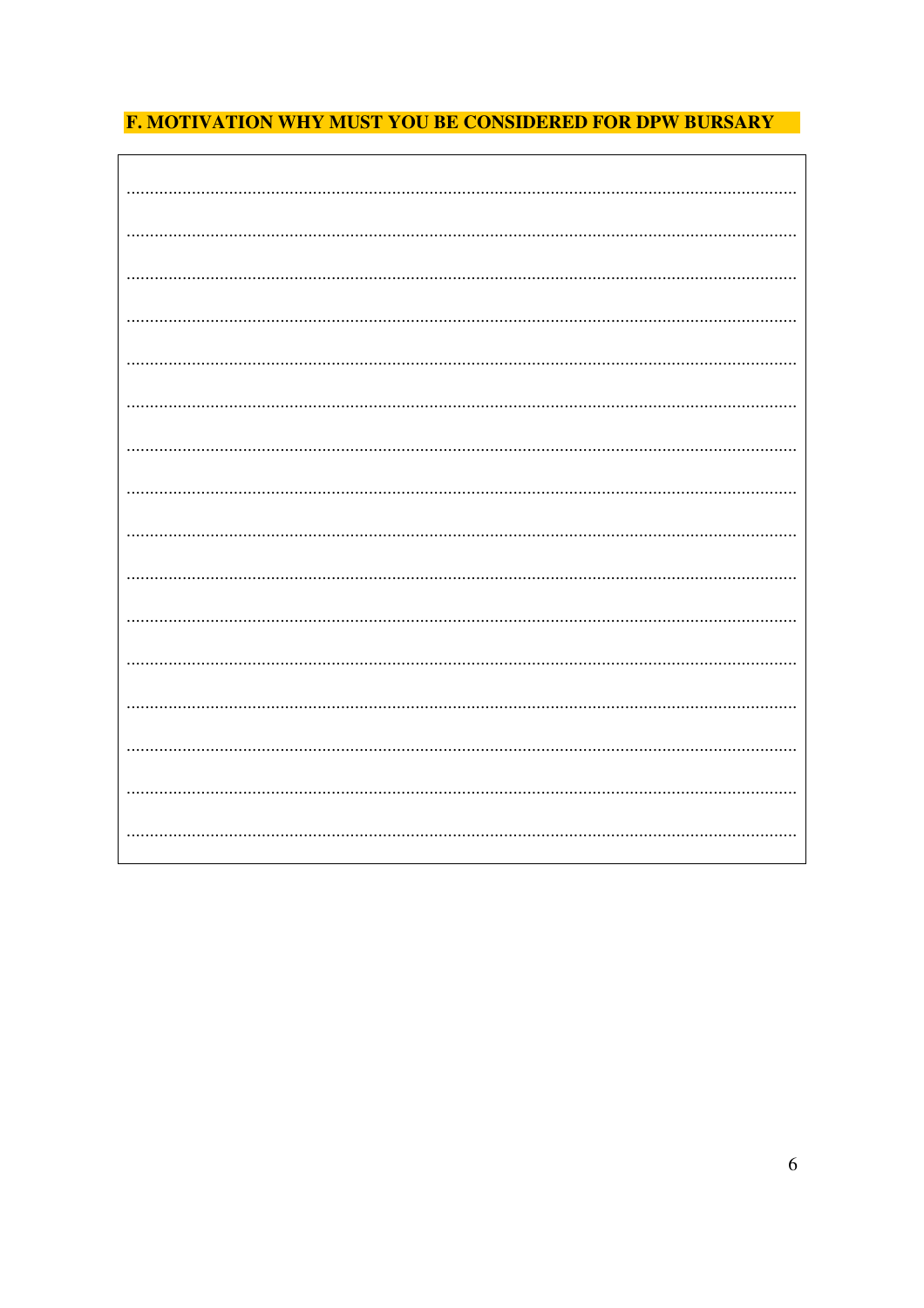## F. MOTIVATION WHY MUST YOU BE CONSIDERED FOR DPW BURSARY

| |
|---|
| ................................................................................................................................................ |
| ................................................................................................................................................ |
| ................................................................................................................................................ |
| ................................................................................................................................................ |
| ................................................................................................................................................ |
| ................................................................................................................................................ |
| ................................................................................................................................................ |
| ................................................................................................................................................ |
| ................................................................................................................................................ |
| ................................................................................................................................................ |
| ................................................................................................................................................ |
| ................................................................................................................................................ |
| ................................................................................................................................................ |
| ................................................................................................................................................ |
| ................................................................................................................................................ |
| ................................................................................................................................................ |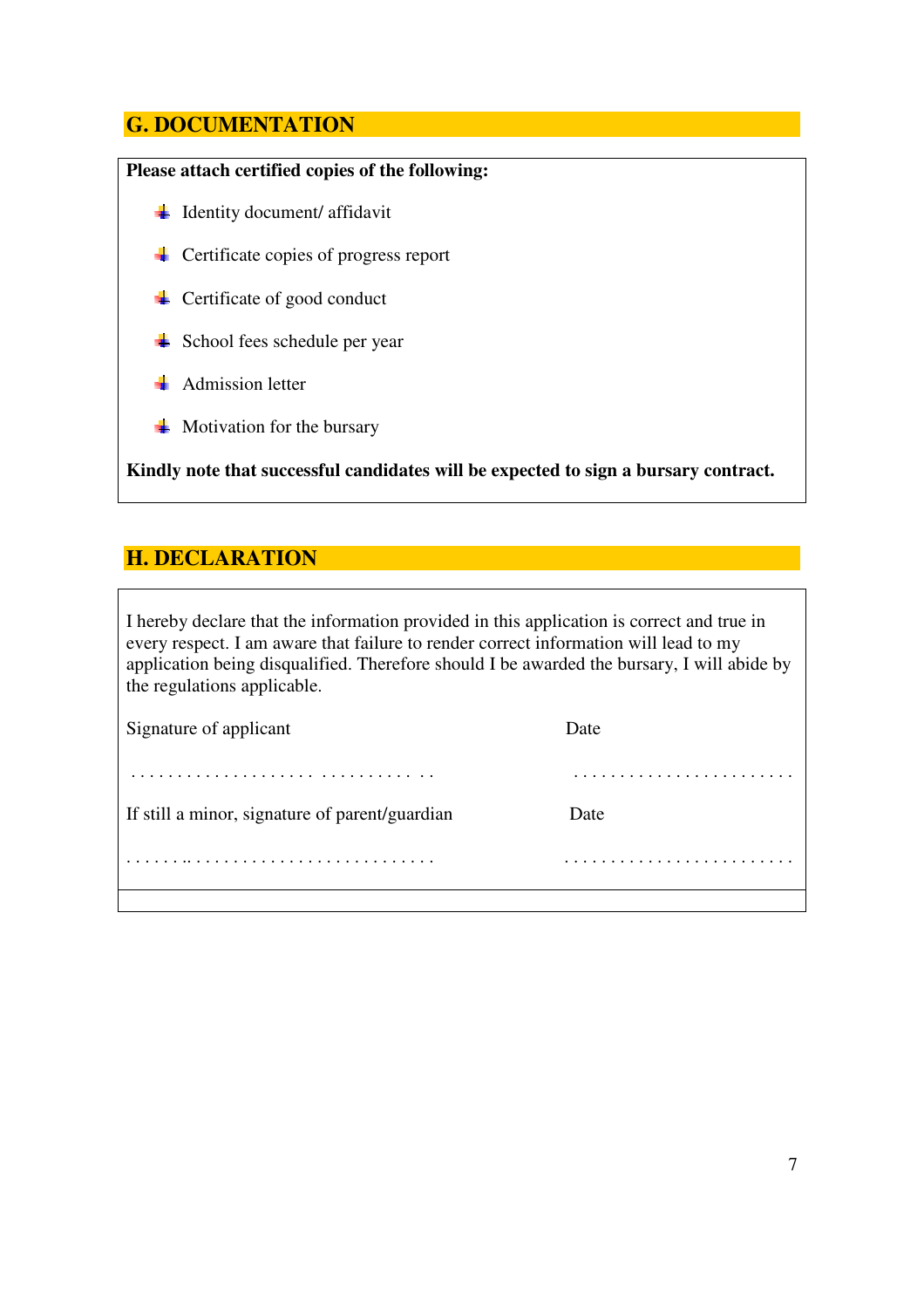## G. DOCUMENTATION

**Please attach certified copies of the following:**

- Identity document/ affidavit
- Certificate copies of progress report
- Certificate of good conduct
- School fees schedule per year
- Admission letter
- Motivation for the bursary

**Kindly note that successful candidates will be expected to sign a bursary contract.**

## H. DECLARATION

I hereby declare that the information provided in this application is correct and true in every respect. I am aware that failure to render correct information will lead to my application being disqualified. Therefore should I be awarded the bursary, I will abide by the regulations applicable.

| | |
|---|---|
| Signature of applicant | Date |
| . . . . . . . . . . . . . . . . . . . . . . . . . . . . . . . . | . . . . . . . . . . . . . . . . . . . . . . . . |
| If still a minor, signature of parent/guardian | Date |
| . . . . . . . .. . . . . . . . . . . . . . . . . . . . . . . . . . . | . . . . . . . . . . . . . . . . . . . . . . . . . |